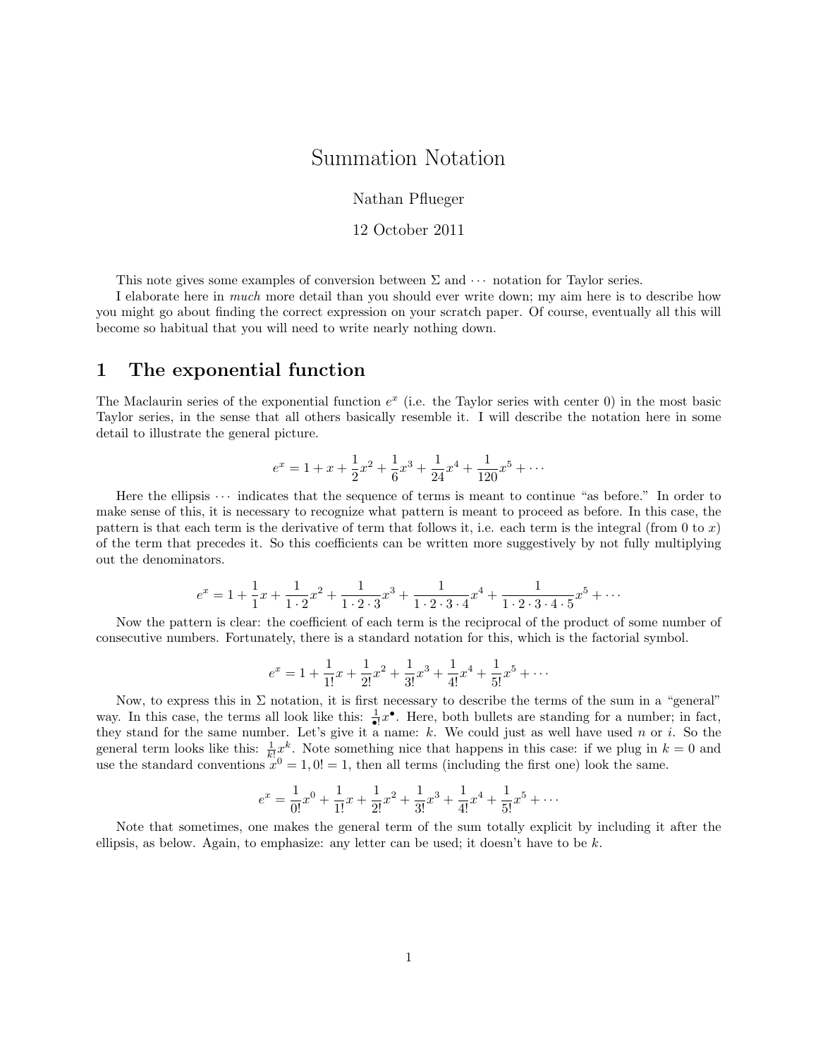# Summation Notation

Nathan Pflueger

12 October 2011

This note gives some examples of conversion between $\Sigma$ and $\cdots$ notation for Taylor series.

I elaborate here in *much* more detail than you should ever write down; my aim here is to describe how you might go about finding the correct expression on your scratch paper. Of course, eventually all this will become so habitual that you will need to write nearly nothing down.

## 1 The exponential function

The Maclaurin series of the exponential function $e^x$ (i.e. the Taylor series with center 0) in the most basic Taylor series, in the sense that all others basically resemble it. I will describe the notation here in some detail to illustrate the general picture.

$$e^x = 1 + x + \frac{1}{2}x^2 + \frac{1}{6}x^3 + \frac{1}{24}x^4 + \frac{1}{120}x^5 + \cdots$$

Here the ellipsis $\cdots$ indicates that the sequence of terms is meant to continue "as before." In order to make sense of this, it is necessary to recognize what pattern is meant to proceed as before. In this case, the pattern is that each term is the derivative of term that follows it, i.e. each term is the integral (from 0 to $x$) of the term that precedes it. So this coefficients can be written more suggestively by not fully multiplying out the denominators.

$$e^x = 1 + \frac{1}{1}x + \frac{1}{1\cdot 2}x^2 + \frac{1}{1\cdot 2\cdot 3}x^3 + \frac{1}{1\cdot 2\cdot 3\cdot 4}x^4 + \frac{1}{1\cdot 2\cdot 3\cdot 4\cdot 5}x^5 + \cdots$$

Now the pattern is clear: the coefficient of each term is the reciprocal of the product of some number of consecutive numbers. Fortunately, there is a standard notation for this, which is the factorial symbol.

$$e^x = 1 + \frac{1}{1!}x + \frac{1}{2!}x^2 + \frac{1}{3!}x^3 + \frac{1}{4!}x^4 + \frac{1}{5!}x^5 + \cdots$$

Now, to express this in $\Sigma$ notation, it is first necessary to describe the terms of the sum in a "general" way. In this case, the terms all look like this: $\frac{1}{\bullet!}x^{\bullet}$. Here, both bullets are standing for a number; in fact, they stand for the same number. Let's give it a name: $k$. We could just as well have used $n$ or $i$. So the general term looks like this: $\frac{1}{k!}x^k$. Note something nice that happens in this case: if we plug in $k = 0$ and use the standard conventions $x^0 = 1, 0! = 1$, then all terms (including the first one) look the same.

$$e^x = \frac{1}{0!}x^0 + \frac{1}{1!}x + \frac{1}{2!}x^2 + \frac{1}{3!}x^3 + \frac{1}{4!}x^4 + \frac{1}{5!}x^5 + \cdots$$

Note that sometimes, one makes the general term of the sum totally explicit by including it after the ellipsis, as below. Again, to emphasize: any letter can be used; it doesn't have to be $k$.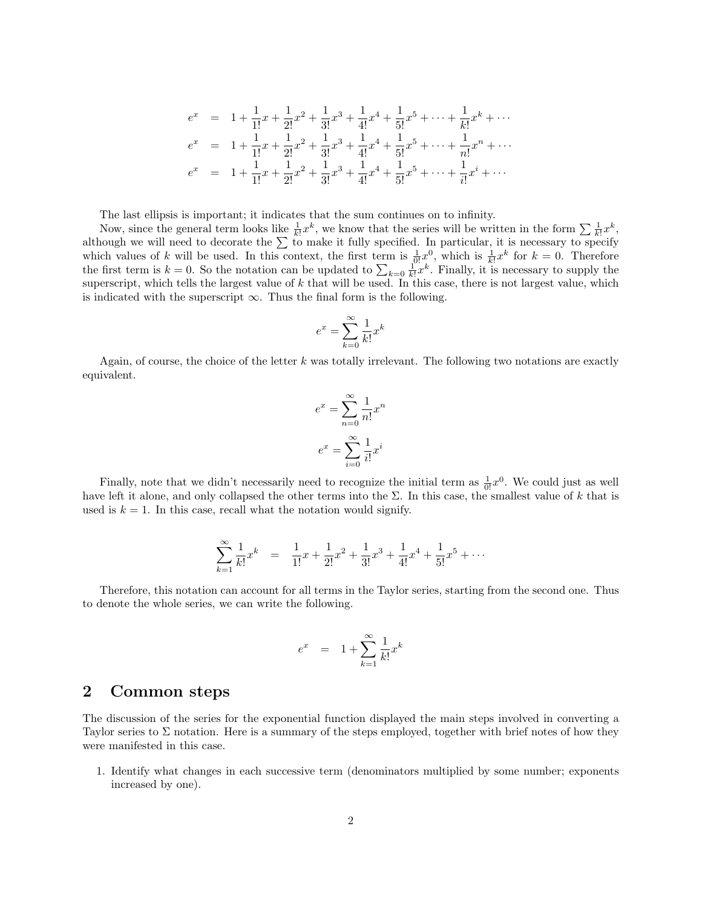$$
\begin{aligned}
e^x &= 1 + \frac{1}{1!}x + \frac{1}{2!}x^2 + \frac{1}{3!}x^3 + \frac{1}{4!}x^4 + \frac{1}{5!}x^5 + \cdots + \frac{1}{k!}x^k + \cdots \\
e^x &= 1 + \frac{1}{1!}x + \frac{1}{2!}x^2 + \frac{1}{3!}x^3 + \frac{1}{4!}x^4 + \frac{1}{5!}x^5 + \cdots + \frac{1}{n!}x^n + \cdots \\
e^x &= 1 + \frac{1}{1!}x + \frac{1}{2!}x^2 + \frac{1}{3!}x^3 + \frac{1}{4!}x^4 + \frac{1}{5!}x^5 + \cdots + \frac{1}{i!}x^i + \cdots
\end{aligned}
$$

The last ellipsis is important; it indicates that the sum continues on to infinity.

Now, since the general term looks like $\frac{1}{k!}x^k$, we know that the series will be written in the form $\sum \frac{1}{k!}x^k$, although we will need to decorate the $\sum$ to make it fully specified. In particular, it is necessary to specify which values of $k$ will be used. In this context, the first term is $\frac{1}{0!}x^0$, which is $\frac{1}{k!}x^k$ for $k = 0$. Therefore the first term is $k = 0$. So the notation can be updated to $\sum_{k=0} \frac{1}{k!}x^k$. Finally, it is necessary to supply the superscript, which tells the largest value of $k$ that will be used. In this case, there is not largest value, which is indicated with the superscript $\infty$. Thus the final form is the following.

$$e^x = \sum_{k=0}^{\infty} \frac{1}{k!}x^k$$

Again, of course, the choice of the letter $k$ was totally irrelevant. The following two notations are exactly equivalent.

$$e^x = \sum_{n=0}^{\infty} \frac{1}{n!}x^n$$

$$e^x = \sum_{i=0}^{\infty} \frac{1}{i!}x^i$$

Finally, note that we didn't necessarily need to recognize the initial term as $\frac{1}{0!}x^0$. We could just as well have left it alone, and only collapsed the other terms into the $\Sigma$. In this case, the smallest value of $k$ that is used is $k = 1$. In this case, recall what the notation would signify.

$$\sum_{k=1}^{\infty} \frac{1}{k!}x^k = \frac{1}{1!}x + \frac{1}{2!}x^2 + \frac{1}{3!}x^3 + \frac{1}{4!}x^4 + \frac{1}{5!}x^5 + \cdots$$

Therefore, this notation can account for all terms in the Taylor series, starting from the second one. Thus to denote the whole series, we can write the following.

$$e^x = 1 + \sum_{k=1}^{\infty} \frac{1}{k!}x^k$$

## 2 Common steps

The discussion of the series for the exponential function displayed the main steps involved in converting a Taylor series to $\Sigma$ notation. Here is a summary of the steps employed, together with brief notes of how they were manifested in this case.

1. Identify what changes in each successive term (denominators multiplied by some number; exponents increased by one).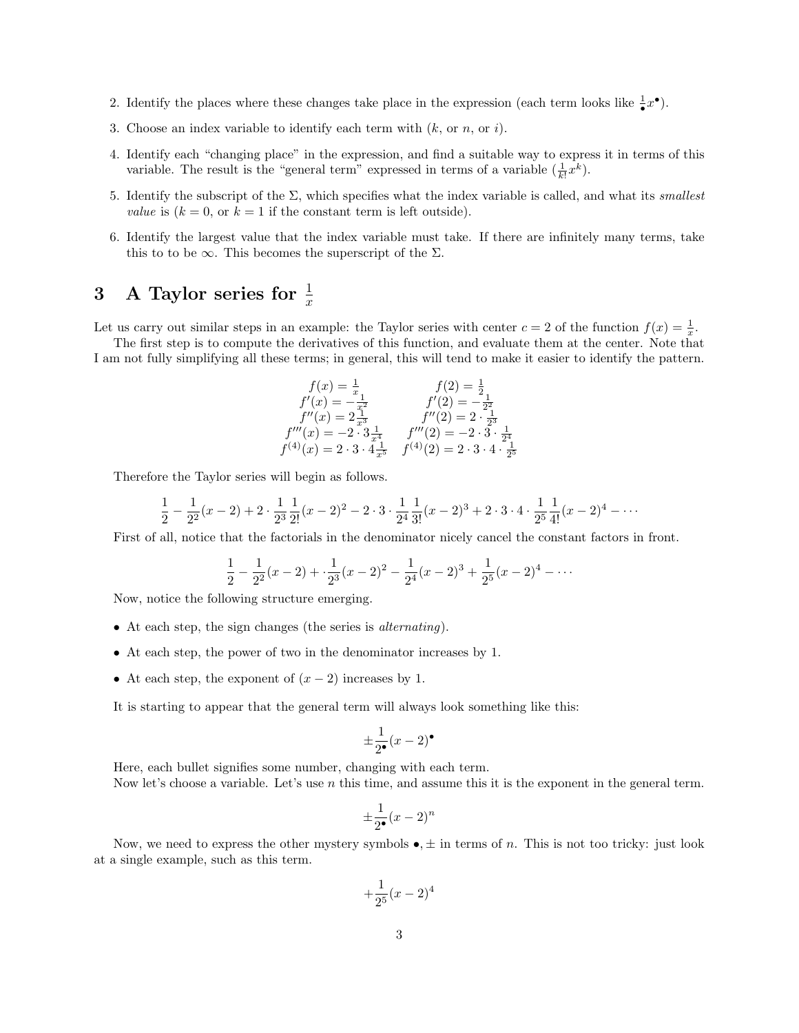2. Identify the places where these changes take place in the expression (each term looks like $\frac{1}{\bullet}x^{\bullet}$).

3. Choose an index variable to identify each term with ($k$, or $n$, or $i$).

4. Identify each "changing place" in the expression, and find a suitable way to express it in terms of this variable. The result is the "general term" expressed in terms of a variable ($\frac{1}{k!}x^k$).

5. Identify the subscript of the $\Sigma$, which specifies what the index variable is called, and what its *smallest value* is ($k = 0$, or $k = 1$ if the constant term is left outside).

6. Identify the largest value that the index variable must take. If there are infinitely many terms, take this to to be $\infty$. This becomes the superscript of the $\Sigma$.

# 3 A Taylor series for $\frac{1}{x}$

Let us carry out similar steps in an example: the Taylor series with center $c = 2$ of the function $f(x) = \frac{1}{x}$.

The first step is to compute the derivatives of this function, and evaluate them at the center. Note that I am not fully simplifying all these terms; in general, this will tend to make it easier to identify the pattern.

$$\begin{array}{ll} f(x) = \frac{1}{x} & f(2) = \frac{1}{2} \\ f'(x) = -\frac{1}{x^2} & f'(2) = -\frac{1}{2^2} \\ f''(x) = 2\frac{1}{x^3} & f''(2) = 2 \cdot \frac{1}{2^3} \\ f'''(x) = -2 \cdot 3\frac{1}{x^4} & f'''(2) = -2 \cdot 3 \cdot \frac{1}{2^4} \\ f^{(4)}(x) = 2 \cdot 3 \cdot 4\frac{1}{x^5} & f^{(4)}(2) = 2 \cdot 3 \cdot 4 \cdot \frac{1}{2^5} \end{array}$$

Therefore the Taylor series will begin as follows.

$$\frac{1}{2} - \frac{1}{2^2}(x-2) + 2 \cdot \frac{1}{2^3}\frac{1}{2!}(x-2)^2 - 2 \cdot 3 \cdot \frac{1}{2^4}\frac{1}{3!}(x-2)^3 + 2 \cdot 3 \cdot 4 \cdot \frac{1}{2^5}\frac{1}{4!}(x-2)^4 - \cdots$$

First of all, notice that the factorials in the denominator nicely cancel the constant factors in front.

$$\frac{1}{2} - \frac{1}{2^2}(x-2) + \cdot\frac{1}{2^3}(x-2)^2 - \frac{1}{2^4}(x-2)^3 + \frac{1}{2^5}(x-2)^4 - \cdots$$

Now, notice the following structure emerging.

- At each step, the sign changes (the series is *alternating*).
- At each step, the power of two in the denominator increases by 1.
- At each step, the exponent of $(x - 2)$ increases by 1.

It is starting to appear that the general term will always look something like this:

$$\pm\frac{1}{2^{\bullet}}(x-2)^{\bullet}$$

Here, each bullet signifies some number, changing with each term.

Now let's choose a variable. Let's use $n$ this time, and assume this it is the exponent in the general term.

$$\pm\frac{1}{2^{\bullet}}(x-2)^{n}$$

Now, we need to express the other mystery symbols $\bullet, \pm$ in terms of $n$. This is not too tricky: just look at a single example, such as this term.

$$+\frac{1}{2^5}(x-2)^4$$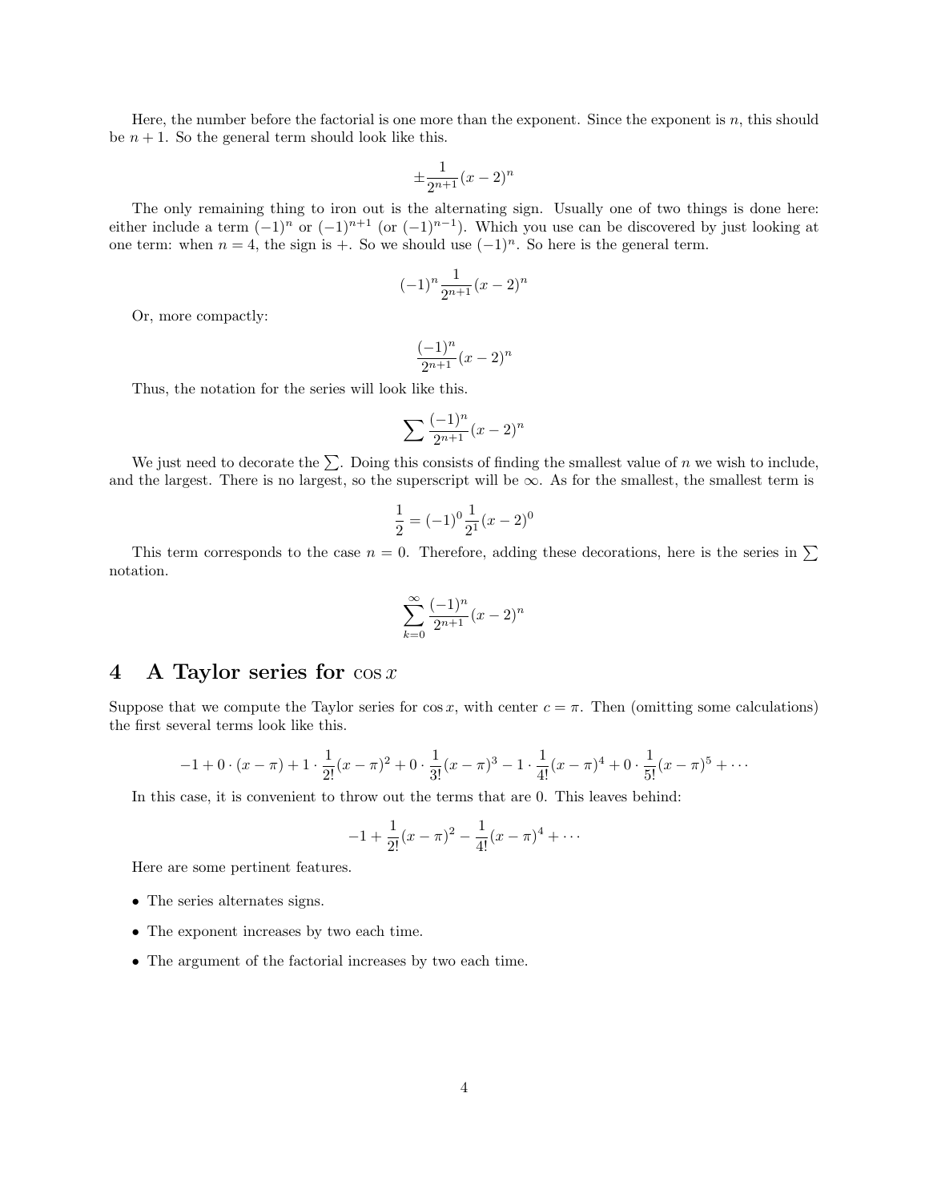Here, the number before the factorial is one more than the exponent. Since the exponent is $n$, this should be $n+1$. So the general term should look like this.

$$\pm\frac{1}{2^{n+1}}(x-2)^n$$

The only remaining thing to iron out is the alternating sign. Usually one of two things is done here: either include a term $(-1)^n$ or $(-1)^{n+1}$ (or $(-1)^{n-1}$). Which you use can be discovered by just looking at one term: when $n = 4$, the sign is $+$. So we should use $(-1)^n$. So here is the general term.

$$(-1)^n\frac{1}{2^{n+1}}(x-2)^n$$

Or, more compactly:

$$\frac{(-1)^n}{2^{n+1}}(x-2)^n$$

Thus, the notation for the series will look like this.

$$\sum \frac{(-1)^n}{2^{n+1}}(x-2)^n$$

We just need to decorate the $\sum$. Doing this consists of finding the smallest value of $n$ we wish to include, and the largest. There is no largest, so the superscript will be $\infty$. As for the smallest, the smallest term is

$$\frac{1}{2} = (-1)^0\frac{1}{2^1}(x-2)^0$$

This term corresponds to the case $n = 0$. Therefore, adding these decorations, here is the series in $\sum$ notation.

$$\sum_{k=0}^{\infty} \frac{(-1)^n}{2^{n+1}}(x-2)^n$$

## 4 A Taylor series for $\cos x$

Suppose that we compute the Taylor series for $\cos x$, with center $c = \pi$. Then (omitting some calculations) the first several terms look like this.

$$-1 + 0\cdot(x-\pi) + 1\cdot\frac{1}{2!}(x-\pi)^2 + 0\cdot\frac{1}{3!}(x-\pi)^3 - 1\cdot\frac{1}{4!}(x-\pi)^4 + 0\cdot\frac{1}{5!}(x-\pi)^5 + \cdots$$

In this case, it is convenient to throw out the terms that are 0. This leaves behind:

$$-1 + \frac{1}{2!}(x-\pi)^2 - \frac{1}{4!}(x-\pi)^4 + \cdots$$

Here are some pertinent features.

- The series alternates signs.
- The exponent increases by two each time.
- The argument of the factorial increases by two each time.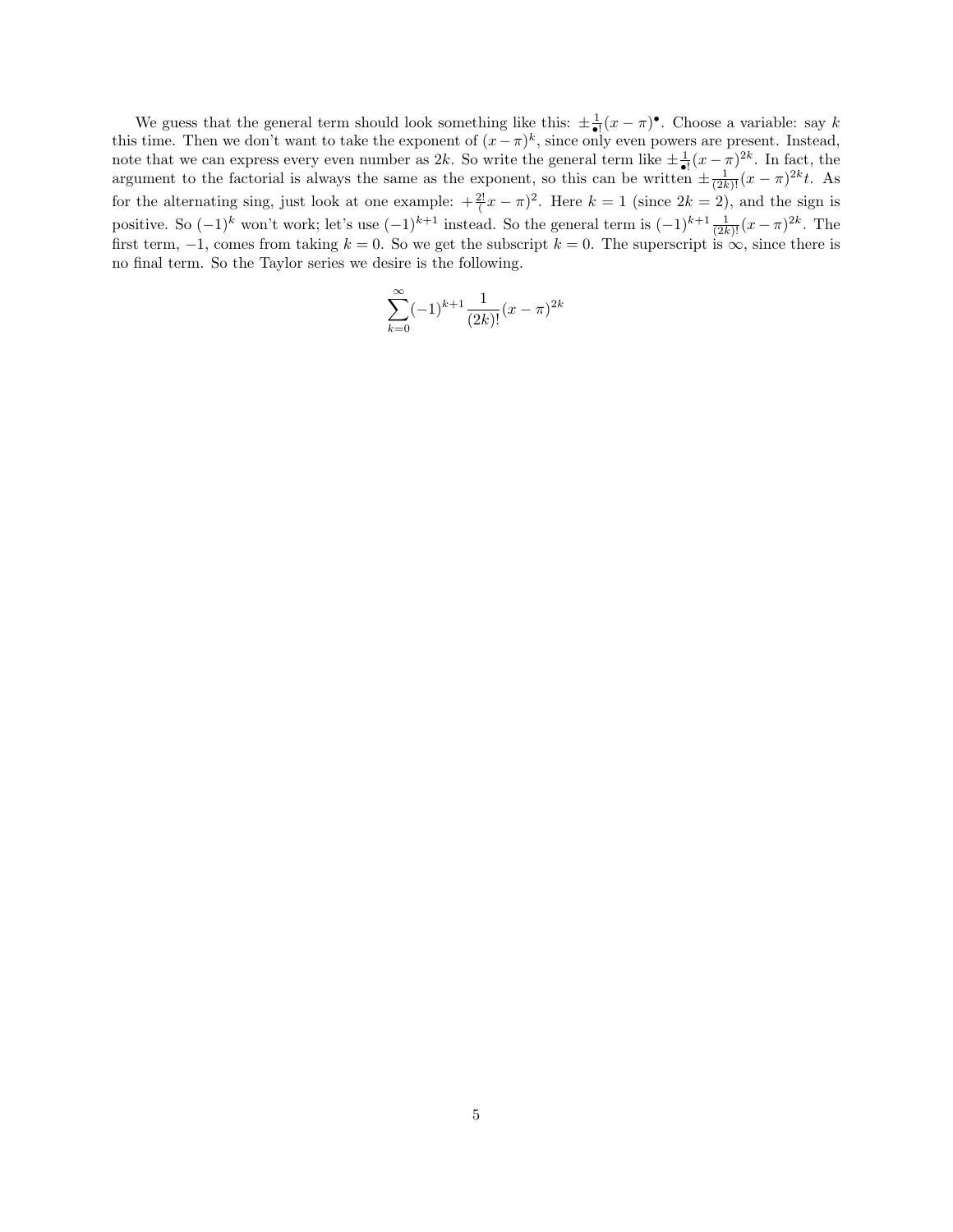We guess that the general term should look something like this: $\pm\frac{1}{\bullet!}(x-\pi)^{\bullet}$. Choose a variable: say $k$ this time. Then we don't want to take the exponent of $(x-\pi)^k$, since only even powers are present. Instead, note that we can express every even number as $2k$. So write the general term like $\pm\frac{1}{\bullet!}(x-\pi)^{2k}$. In fact, the argument to the factorial is always the same as the exponent, so this can be written $\pm\frac{1}{(2k)!}(x-\pi)^{2k}t$. As for the alternating sing, just look at one example: $+\frac{2!}{(}x-\pi)^2$. Here $k=1$ (since $2k=2$), and the sign is positive. So $(-1)^k$ won't work; let's use $(-1)^{k+1}$ instead. So the general term is $(-1)^{k+1}\frac{1}{(2k)!}(x-\pi)^{2k}$. The first term, $-1$, comes from taking $k=0$. So we get the subscript $k=0$. The superscript is $\infty$, since there is no final term. So the Taylor series we desire is the following.

$$\sum_{k=0}^{\infty}(-1)^{k+1}\frac{1}{(2k)!}(x-\pi)^{2k}$$